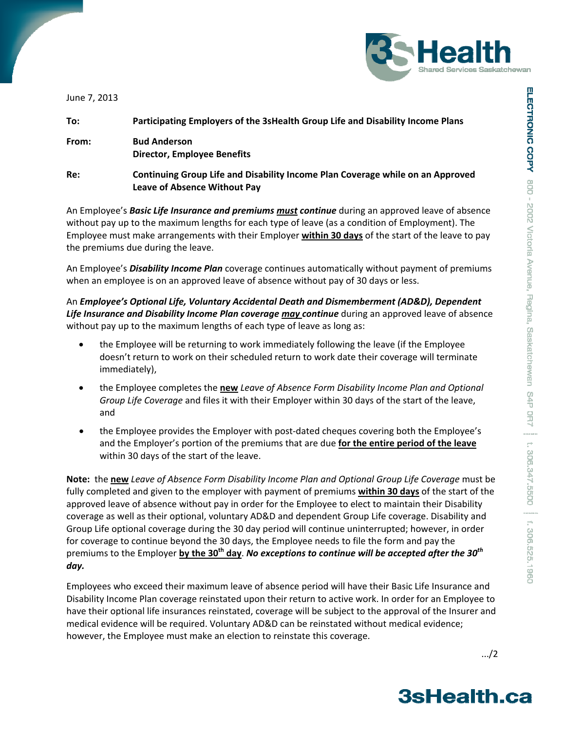June 7, 2013

**To:** **Participating Employers of the 3sHealth Group Life and Disability Income Plans**

**From:** **Bud Anderson**
**Director, Employee Benefits**

**Re:** **Continuing Group Life and Disability Income Plan Coverage while on an Approved Leave of Absence Without Pay**

An Employee's ***Basic Life Insurance and premiums <u>must</u> continue*** during an approved leave of absence without pay up to the maximum lengths for each type of leave (as a condition of Employment). The Employee must make arrangements with their Employer **<u>within 30 days</u>** of the start of the leave to pay the premiums due during the leave.

An Employee's ***Disability Income Plan*** coverage continues automatically without payment of premiums when an employee is on an approved leave of absence without pay of 30 days or less.

An ***Employee's Optional Life, Voluntary Accidental Death and Dismemberment (AD&D), Dependent Life Insurance and Disability Income Plan coverage <u>may</u> continue*** during an approved leave of absence without pay up to the maximum lengths of each type of leave as long as:

- the Employee will be returning to work immediately following the leave (if the Employee doesn't return to work on their scheduled return to work date their coverage will terminate immediately),
- the Employee completes the **<u>new</u>** *Leave of Absence Form Disability Income Plan and Optional Group Life Coverage* and files it with their Employer within 30 days of the start of the leave, and
- the Employee provides the Employer with post-dated cheques covering both the Employee's and the Employer's portion of the premiums that are due **<u>for the entire period of the leave</u>** within 30 days of the start of the leave.

**Note:** the **<u>new</u>** *Leave of Absence Form Disability Income Plan and Optional Group Life Coverage* must be fully completed and given to the employer with payment of premiums **<u>within 30 days</u>** of the start of the approved leave of absence without pay in order for the Employee to elect to maintain their Disability coverage as well as their optional, voluntary AD&D and dependent Group Life coverage. Disability and Group Life optional coverage during the 30 day period will continue uninterrupted; however, in order for coverage to continue beyond the 30 days, the Employee needs to file the form and pay the premiums to the Employer **<u>by the 30th day</u>**. ***No exceptions to continue will be accepted after the 30th day.***

Employees who exceed their maximum leave of absence period will have their Basic Life Insurance and Disability Income Plan coverage reinstated upon their return to active work. In order for an Employee to have their optional life insurances reinstated, coverage will be subject to the approval of the Insurer and medical evidence will be required. Voluntary AD&D can be reinstated without medical evidence; however, the Employee must make an election to reinstate this coverage.

.../2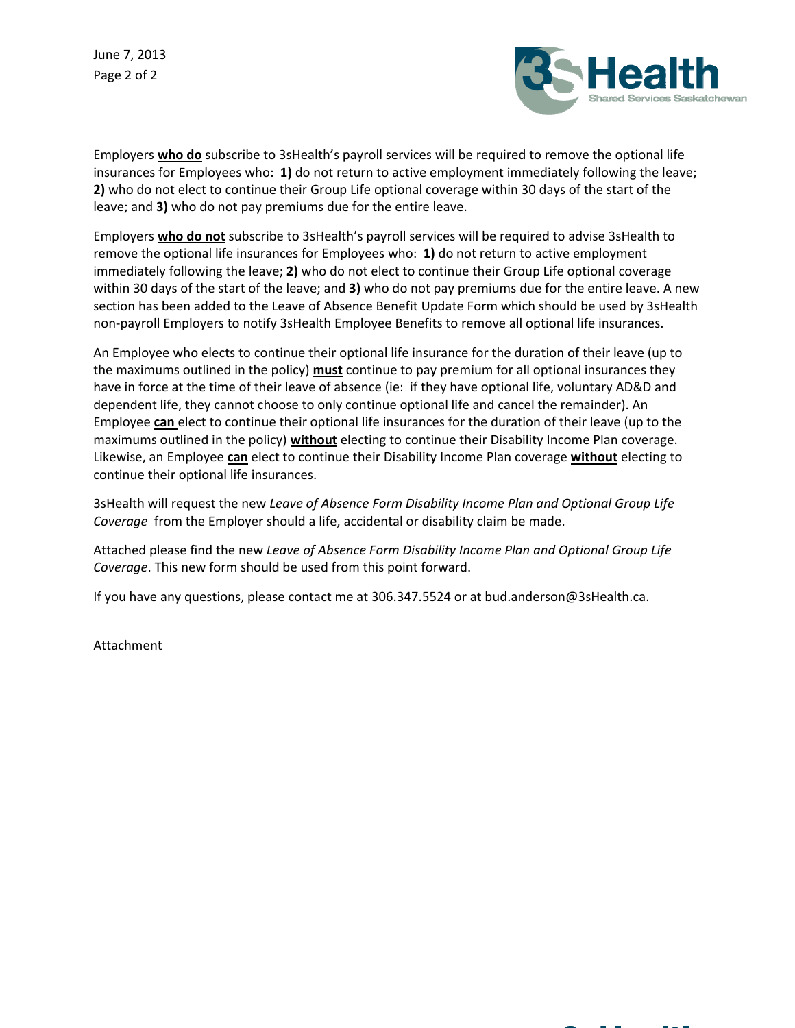Employers **who do** subscribe to 3sHealth's payroll services will be required to remove the optional life insurances for Employees who: **1)** do not return to active employment immediately following the leave; **2)** who do not elect to continue their Group Life optional coverage within 30 days of the start of the leave; and **3)** who do not pay premiums due for the entire leave.

Employers **who do not** subscribe to 3sHealth's payroll services will be required to advise 3sHealth to remove the optional life insurances for Employees who: **1)** do not return to active employment immediately following the leave; **2)** who do not elect to continue their Group Life optional coverage within 30 days of the start of the leave; and **3)** who do not pay premiums due for the entire leave. A new section has been added to the Leave of Absence Benefit Update Form which should be used by 3sHealth non-payroll Employers to notify 3sHealth Employee Benefits to remove all optional life insurances.

An Employee who elects to continue their optional life insurance for the duration of their leave (up to the maximums outlined in the policy) **must** continue to pay premium for all optional insurances they have in force at the time of their leave of absence (ie: if they have optional life, voluntary AD&D and dependent life, they cannot choose to only continue optional life and cancel the remainder). An Employee **can** elect to continue their optional life insurances for the duration of their leave (up to the maximums outlined in the policy) **without** electing to continue their Disability Income Plan coverage. Likewise, an Employee **can** elect to continue their Disability Income Plan coverage **without** electing to continue their optional life insurances.

3sHealth will request the new *Leave of Absence Form Disability Income Plan and Optional Group Life Coverage* from the Employer should a life, accidental or disability claim be made.

Attached please find the new *Leave of Absence Form Disability Income Plan and Optional Group Life Coverage*. This new form should be used from this point forward.

If you have any questions, please contact me at 306.347.5524 or at bud.anderson@3sHealth.ca.

Attachment